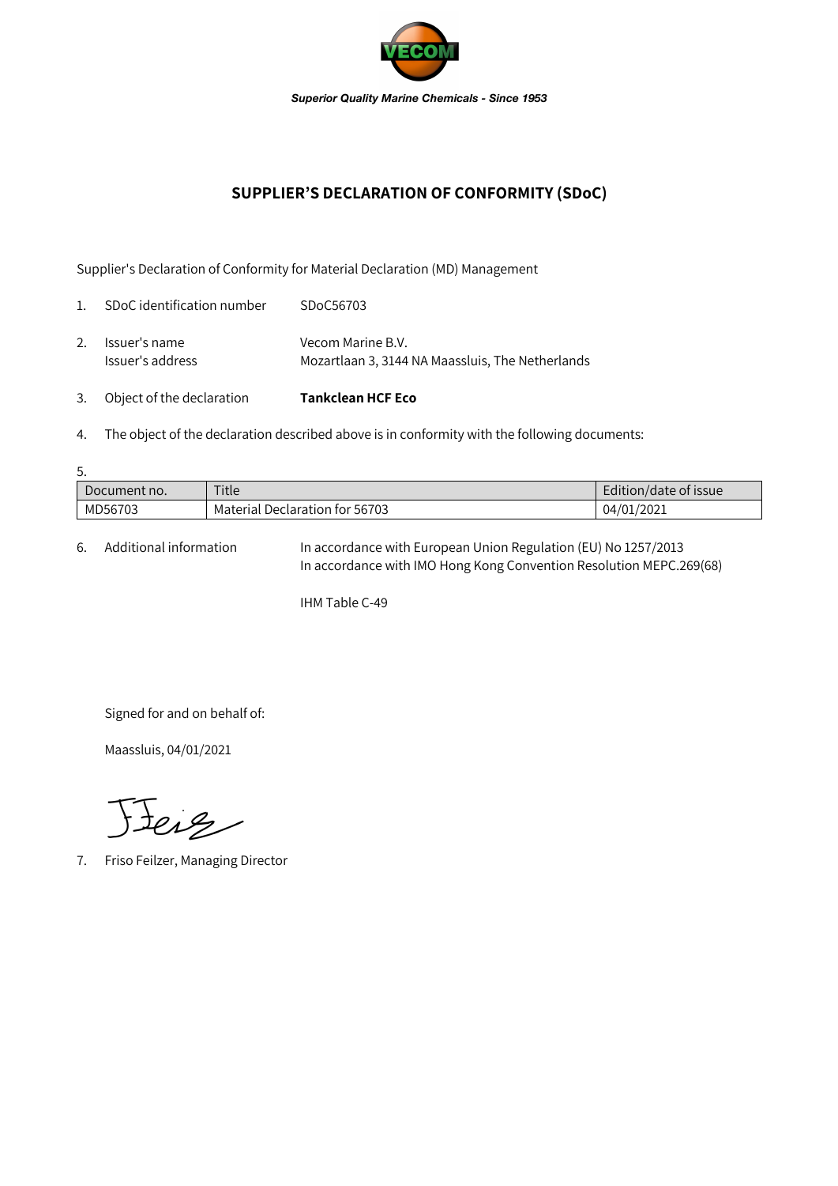*Superior Quality Marine Chemicals - Since 1953*

## SUPPLIER'S DECLARATION OF CONFORMITY (SDoC)

Supplier's Declaration of Conformity for Material Declaration (MD) Management

1. SDoC identification number SDoC56703
2. Issuer's name Vecom Marine B.V.
   Issuer's address Mozartlaan 3, 3144 NA Maassluis, The Netherlands
3. Object of the declaration **Tankclean HCF Eco**
4. The object of the declaration described above is in conformity with the following documents:
5.

| Document no. | Title | Edition/date of issue |
|---|---|---|
| MD56703 | Material Declaration for 56703 | 04/01/2021 |

6. Additional information In accordance with European Union Regulation (EU) No 1257/2013
   In accordance with IMO Hong Kong Convention Resolution MEPC.269(68)

   IHM Table C-49

Signed for and on behalf of:

Maassluis, 04/01/2021

7. Friso Feilzer, Managing Director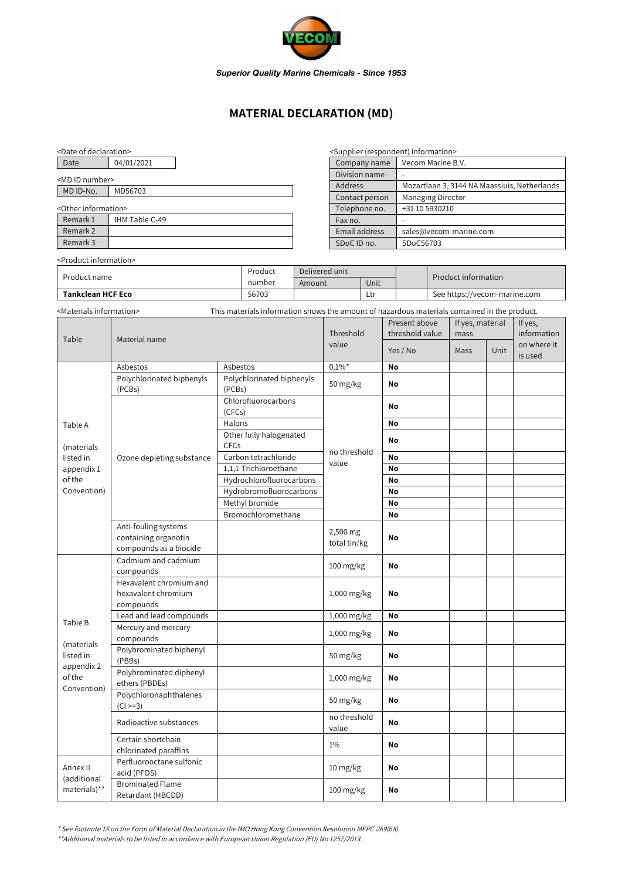VECOM

*Superior Quality Marine Chemicals - Since 1953*

# MATERIAL DECLARATION (MD)

<Date of declaration>

| | |
|---|---|
| Date | 04/01/2021 |

<MD ID number>

| | |
|---|---|
| MD ID-No. | MD56703 |

<Other information>

| | |
|---|---|
| Remark 1 | IHM Table C-49 |
| Remark 2 | |
| Remark 3 | |

<Supplier (respondent) information>

| | |
|---|---|
| Company name | Vecom Marine B.V. |
| Division name | - |
| Address | Mozartlaan 3, 3144 NA Maassluis, Netherlands |
| Contact person | Managing Director |
| Telephone no. | +31 10 5930210 |
| Fax no. | - |
| Email address | sales@vecom-marine.com |
| SDoC ID no. | SDoC56703 |

<Product information>

| Product name | Product number | Delivered unit | | | Product information |
|---|---|---|---|---|---|
| | | Amount | Unit | | |
| **Tankclean HCF Eco** | 56703 | | Ltr | | See https://vecom-marine.com |

<Materials information> This materials information shows the amount of hazardous materials contained in the product.

| Table | Material name | | Threshold value | Present above threshold value | If yes, material mass | | If yes, information on where it is used |
|---|---|---|---|---|---|---|---|
| | | | | Yes / No | Mass | Unit | |
| Table A (materials listed in appendix 1 of the Convention) | Asbestos | Asbestos | 0.1%* | **No** | | | |
| | Polychlorinated biphenyls (PCBs) | Polychlorinated biphenyls (PCBs) | 50 mg/kg | **No** | | | |
| | Ozone depleting substance | Chlorofluorocarbons (CFCs) | no threshold value | **No** | | | |
| | | Halons | | **No** | | | |
| | | Other fully halogenated CFCs | | **No** | | | |
| | | Carbon tetrachloride | | **No** | | | |
| | | 1,1,1-Trichloroethane | | **No** | | | |
| | | Hydrochlorofluorocarbons | | **No** | | | |
| | | Hydrobromofluorocarbons | | **No** | | | |
| | | Methyl bromide | | **No** | | | |
| | | Bromochloromethane | | **No** | | | |
| | Anti-fouling systems containing organotin compounds as a biocide | | 2,500 mg total tin/kg | **No** | | | |
| Table B (materials listed in appendix 2 of the Convention) | Cadmium and cadmium compounds | | 100 mg/kg | **No** | | | |
| | Hexavalent chromium and hexavalent chromium compounds | | 1,000 mg/kg | **No** | | | |
| | Lead and lead compounds | | 1,000 mg/kg | **No** | | | |
| | Mercury and mercury compounds | | 1,000 mg/kg | **No** | | | |
| | Polybrominated biphenyl (PBBs) | | 50 mg/kg | **No** | | | |
| | Polybrominated diphenyl ethers (PBDEs) | | 1,000 mg/kg | **No** | | | |
| | Polychloronaphthalenes (Cl >=3) | | 50 mg/kg | **No** | | | |
| | Radioactive substances | | no threshold value | **No** | | | |
| | Certain shortchain chlorinated paraffins | | 1% | **No** | | | |
| Annex II (additional materials)** | Perfluorooctane sulfonic acid (PFOS) | | 10 mg/kg | **No** | | | |
| | Brominated Flame Retardant (HBCDD) | | 100 mg/kg | **No** | | | |

*\* See footnote 18 on the Form of Material Declaration in the IMO Hong Kong Convention Resolution MEPC.269(68).*

*\*\*Additional materials to be listed in accordance with European Union Regulation (EU) No 1257/2013.*